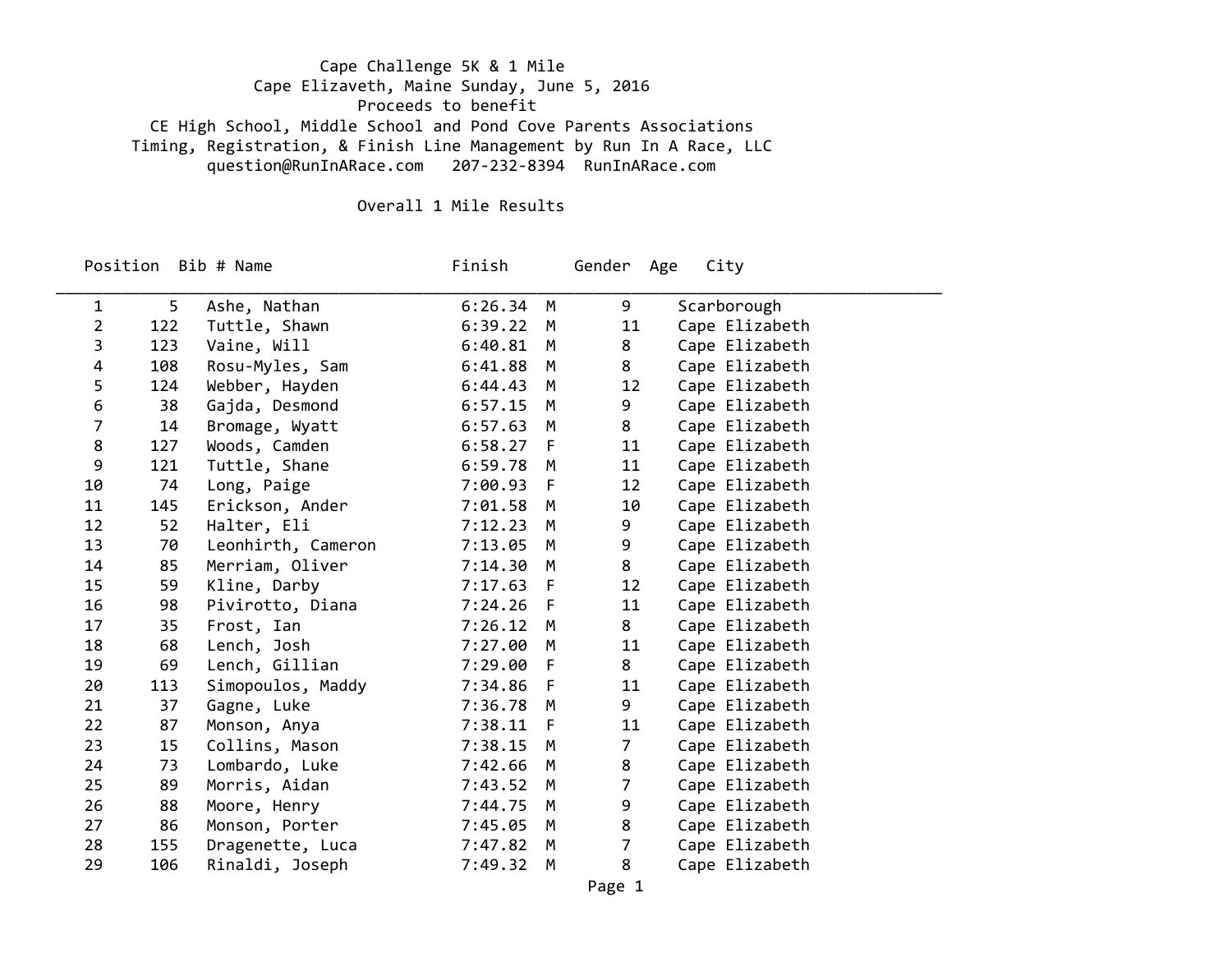# Cape Challenge 5K & 1 Mile

Cape Elizaveth, Maine Sunday, June 5, 2016

Proceeds to benefit

CE High School, Middle School and Pond Cove Parents Associations

Timing, Registration, & Finish Line Management by Run In A Race, LLC

question@RunInARace.com   207-232-8394  RunInARace.com

## Overall 1 Mile Results

| Position | Bib # | Name | Finish | Gender | Age | City |
|---|---|---|---|---|---|---|
| 1 | 5 | Ashe, Nathan | 6:26.34 | M | 9 | Scarborough |
| 2 | 122 | Tuttle, Shawn | 6:39.22 | M | 11 | Cape Elizabeth |
| 3 | 123 | Vaine, Will | 6:40.81 | M | 8 | Cape Elizabeth |
| 4 | 108 | Rosu-Myles, Sam | 6:41.88 | M | 8 | Cape Elizabeth |
| 5 | 124 | Webber, Hayden | 6:44.43 | M | 12 | Cape Elizabeth |
| 6 | 38 | Gajda, Desmond | 6:57.15 | M | 9 | Cape Elizabeth |
| 7 | 14 | Bromage, Wyatt | 6:57.63 | M | 8 | Cape Elizabeth |
| 8 | 127 | Woods, Camden | 6:58.27 | F | 11 | Cape Elizabeth |
| 9 | 121 | Tuttle, Shane | 6:59.78 | M | 11 | Cape Elizabeth |
| 10 | 74 | Long, Paige | 7:00.93 | F | 12 | Cape Elizabeth |
| 11 | 145 | Erickson, Ander | 7:01.58 | M | 10 | Cape Elizabeth |
| 12 | 52 | Halter, Eli | 7:12.23 | M | 9 | Cape Elizabeth |
| 13 | 70 | Leonhirth, Cameron | 7:13.05 | M | 9 | Cape Elizabeth |
| 14 | 85 | Merriam, Oliver | 7:14.30 | M | 8 | Cape Elizabeth |
| 15 | 59 | Kline, Darby | 7:17.63 | F | 12 | Cape Elizabeth |
| 16 | 98 | Pivirotto, Diana | 7:24.26 | F | 11 | Cape Elizabeth |
| 17 | 35 | Frost, Ian | 7:26.12 | M | 8 | Cape Elizabeth |
| 18 | 68 | Lench, Josh | 7:27.00 | M | 11 | Cape Elizabeth |
| 19 | 69 | Lench, Gillian | 7:29.00 | F | 8 | Cape Elizabeth |
| 20 | 113 | Simopoulos, Maddy | 7:34.86 | F | 11 | Cape Elizabeth |
| 21 | 37 | Gagne, Luke | 7:36.78 | M | 9 | Cape Elizabeth |
| 22 | 87 | Monson, Anya | 7:38.11 | F | 11 | Cape Elizabeth |
| 23 | 15 | Collins, Mason | 7:38.15 | M | 7 | Cape Elizabeth |
| 24 | 73 | Lombardo, Luke | 7:42.66 | M | 8 | Cape Elizabeth |
| 25 | 89 | Morris, Aidan | 7:43.52 | M | 7 | Cape Elizabeth |
| 26 | 88 | Moore, Henry | 7:44.75 | M | 9 | Cape Elizabeth |
| 27 | 86 | Monson, Porter | 7:45.05 | M | 8 | Cape Elizabeth |
| 28 | 155 | Dragenette, Luca | 7:47.82 | M | 7 | Cape Elizabeth |
| 29 | 106 | Rinaldi, Joseph | 7:49.32 | M | 8 | Cape Elizabeth |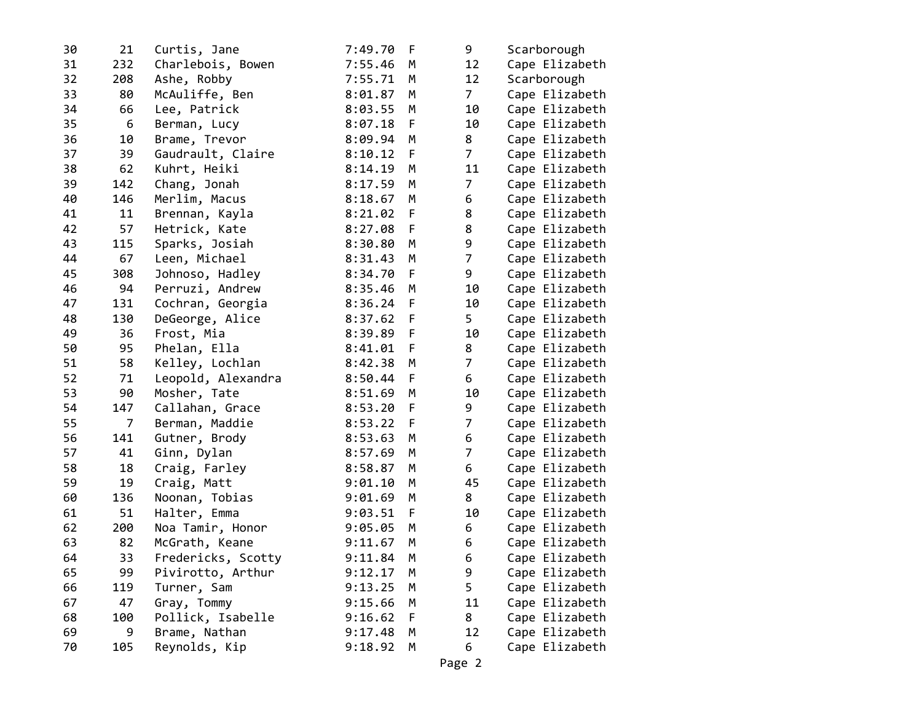| | | | | | | |
|---|---|---|---|---|---|---|
| 30 | 21 | Curtis, Jane | 7:49.70 | F | 9 | Scarborough |
| 31 | 232 | Charlebois, Bowen | 7:55.46 | M | 12 | Cape Elizabeth |
| 32 | 208 | Ashe, Robby | 7:55.71 | M | 12 | Scarborough |
| 33 | 80 | McAuliffe, Ben | 8:01.87 | M | 7 | Cape Elizabeth |
| 34 | 66 | Lee, Patrick | 8:03.55 | M | 10 | Cape Elizabeth |
| 35 | 6 | Berman, Lucy | 8:07.18 | F | 10 | Cape Elizabeth |
| 36 | 10 | Brame, Trevor | 8:09.94 | M | 8 | Cape Elizabeth |
| 37 | 39 | Gaudrault, Claire | 8:10.12 | F | 7 | Cape Elizabeth |
| 38 | 62 | Kuhrt, Heiki | 8:14.19 | M | 11 | Cape Elizabeth |
| 39 | 142 | Chang, Jonah | 8:17.59 | M | 7 | Cape Elizabeth |
| 40 | 146 | Merlim, Macus | 8:18.67 | M | 6 | Cape Elizabeth |
| 41 | 11 | Brennan, Kayla | 8:21.02 | F | 8 | Cape Elizabeth |
| 42 | 57 | Hetrick, Kate | 8:27.08 | F | 8 | Cape Elizabeth |
| 43 | 115 | Sparks, Josiah | 8:30.80 | M | 9 | Cape Elizabeth |
| 44 | 67 | Leen, Michael | 8:31.43 | M | 7 | Cape Elizabeth |
| 45 | 308 | Johnoso, Hadley | 8:34.70 | F | 9 | Cape Elizabeth |
| 46 | 94 | Perruzi, Andrew | 8:35.46 | M | 10 | Cape Elizabeth |
| 47 | 131 | Cochran, Georgia | 8:36.24 | F | 10 | Cape Elizabeth |
| 48 | 130 | DeGeorge, Alice | 8:37.62 | F | 5 | Cape Elizabeth |
| 49 | 36 | Frost, Mia | 8:39.89 | F | 10 | Cape Elizabeth |
| 50 | 95 | Phelan, Ella | 8:41.01 | F | 8 | Cape Elizabeth |
| 51 | 58 | Kelley, Lochlan | 8:42.38 | M | 7 | Cape Elizabeth |
| 52 | 71 | Leopold, Alexandra | 8:50.44 | F | 6 | Cape Elizabeth |
| 53 | 90 | Mosher, Tate | 8:51.69 | M | 10 | Cape Elizabeth |
| 54 | 147 | Callahan, Grace | 8:53.20 | F | 9 | Cape Elizabeth |
| 55 | 7 | Berman, Maddie | 8:53.22 | F | 7 | Cape Elizabeth |
| 56 | 141 | Gutner, Brody | 8:53.63 | M | 6 | Cape Elizabeth |
| 57 | 41 | Ginn, Dylan | 8:57.69 | M | 7 | Cape Elizabeth |
| 58 | 18 | Craig, Farley | 8:58.87 | M | 6 | Cape Elizabeth |
| 59 | 19 | Craig, Matt | 9:01.10 | M | 45 | Cape Elizabeth |
| 60 | 136 | Noonan, Tobias | 9:01.69 | M | 8 | Cape Elizabeth |
| 61 | 51 | Halter, Emma | 9:03.51 | F | 10 | Cape Elizabeth |
| 62 | 200 | Noa Tamir, Honor | 9:05.05 | M | 6 | Cape Elizabeth |
| 63 | 82 | McGrath, Keane | 9:11.67 | M | 6 | Cape Elizabeth |
| 64 | 33 | Fredericks, Scotty | 9:11.84 | M | 6 | Cape Elizabeth |
| 65 | 99 | Pivirotto, Arthur | 9:12.17 | M | 9 | Cape Elizabeth |
| 66 | 119 | Turner, Sam | 9:13.25 | M | 5 | Cape Elizabeth |
| 67 | 47 | Gray, Tommy | 9:15.66 | M | 11 | Cape Elizabeth |
| 68 | 100 | Pollick, Isabelle | 9:16.62 | F | 8 | Cape Elizabeth |
| 69 | 9 | Brame, Nathan | 9:17.48 | M | 12 | Cape Elizabeth |
| 70 | 105 | Reynolds, Kip | 9:18.92 | M | 6 | Cape Elizabeth |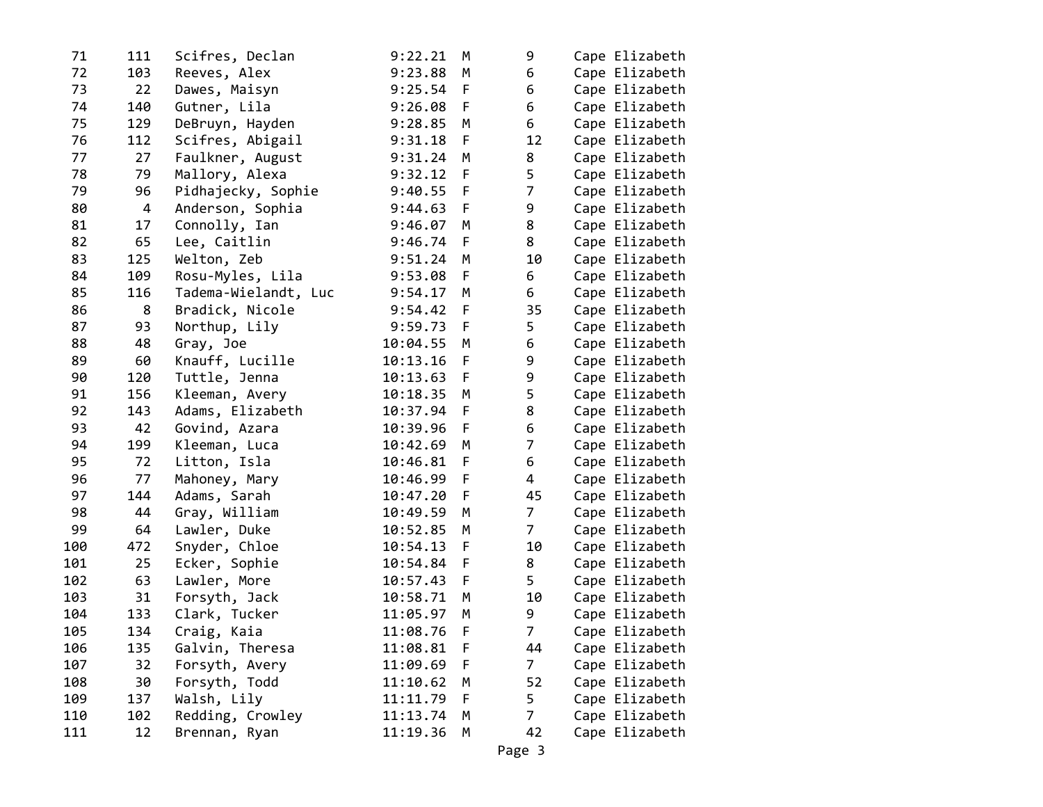| | | | | | | |
|---|---|---|---|---|---|---|
| 71 | 111 | Scifres, Declan | 9:22.21 | M | 9 | Cape Elizabeth |
| 72 | 103 | Reeves, Alex | 9:23.88 | M | 6 | Cape Elizabeth |
| 73 | 22 | Dawes, Maisyn | 9:25.54 | F | 6 | Cape Elizabeth |
| 74 | 140 | Gutner, Lila | 9:26.08 | F | 6 | Cape Elizabeth |
| 75 | 129 | DeBruyn, Hayden | 9:28.85 | M | 6 | Cape Elizabeth |
| 76 | 112 | Scifres, Abigail | 9:31.18 | F | 12 | Cape Elizabeth |
| 77 | 27 | Faulkner, August | 9:31.24 | M | 8 | Cape Elizabeth |
| 78 | 79 | Mallory, Alexa | 9:32.12 | F | 5 | Cape Elizabeth |
| 79 | 96 | Pidhajecky, Sophie | 9:40.55 | F | 7 | Cape Elizabeth |
| 80 | 4 | Anderson, Sophia | 9:44.63 | F | 9 | Cape Elizabeth |
| 81 | 17 | Connolly, Ian | 9:46.07 | M | 8 | Cape Elizabeth |
| 82 | 65 | Lee, Caitlin | 9:46.74 | F | 8 | Cape Elizabeth |
| 83 | 125 | Welton, Zeb | 9:51.24 | M | 10 | Cape Elizabeth |
| 84 | 109 | Rosu-Myles, Lila | 9:53.08 | F | 6 | Cape Elizabeth |
| 85 | 116 | Tadema-Wielandt, Luc | 9:54.17 | M | 6 | Cape Elizabeth |
| 86 | 8 | Bradick, Nicole | 9:54.42 | F | 35 | Cape Elizabeth |
| 87 | 93 | Northup, Lily | 9:59.73 | F | 5 | Cape Elizabeth |
| 88 | 48 | Gray, Joe | 10:04.55 | M | 6 | Cape Elizabeth |
| 89 | 60 | Knauff, Lucille | 10:13.16 | F | 9 | Cape Elizabeth |
| 90 | 120 | Tuttle, Jenna | 10:13.63 | F | 9 | Cape Elizabeth |
| 91 | 156 | Kleeman, Avery | 10:18.35 | M | 5 | Cape Elizabeth |
| 92 | 143 | Adams, Elizabeth | 10:37.94 | F | 8 | Cape Elizabeth |
| 93 | 42 | Govind, Azara | 10:39.96 | F | 6 | Cape Elizabeth |
| 94 | 199 | Kleeman, Luca | 10:42.69 | M | 7 | Cape Elizabeth |
| 95 | 72 | Litton, Isla | 10:46.81 | F | 6 | Cape Elizabeth |
| 96 | 77 | Mahoney, Mary | 10:46.99 | F | 4 | Cape Elizabeth |
| 97 | 144 | Adams, Sarah | 10:47.20 | F | 45 | Cape Elizabeth |
| 98 | 44 | Gray, William | 10:49.59 | M | 7 | Cape Elizabeth |
| 99 | 64 | Lawler, Duke | 10:52.85 | M | 7 | Cape Elizabeth |
| 100 | 472 | Snyder, Chloe | 10:54.13 | F | 10 | Cape Elizabeth |
| 101 | 25 | Ecker, Sophie | 10:54.84 | F | 8 | Cape Elizabeth |
| 102 | 63 | Lawler, More | 10:57.43 | F | 5 | Cape Elizabeth |
| 103 | 31 | Forsyth, Jack | 10:58.71 | M | 10 | Cape Elizabeth |
| 104 | 133 | Clark, Tucker | 11:05.97 | M | 9 | Cape Elizabeth |
| 105 | 134 | Craig, Kaia | 11:08.76 | F | 7 | Cape Elizabeth |
| 106 | 135 | Galvin, Theresa | 11:08.81 | F | 44 | Cape Elizabeth |
| 107 | 32 | Forsyth, Avery | 11:09.69 | F | 7 | Cape Elizabeth |
| 108 | 30 | Forsyth, Todd | 11:10.62 | M | 52 | Cape Elizabeth |
| 109 | 137 | Walsh, Lily | 11:11.79 | F | 5 | Cape Elizabeth |
| 110 | 102 | Redding, Crowley | 11:13.74 | M | 7 | Cape Elizabeth |
| 111 | 12 | Brennan, Ryan | 11:19.36 | M | 42 | Cape Elizabeth |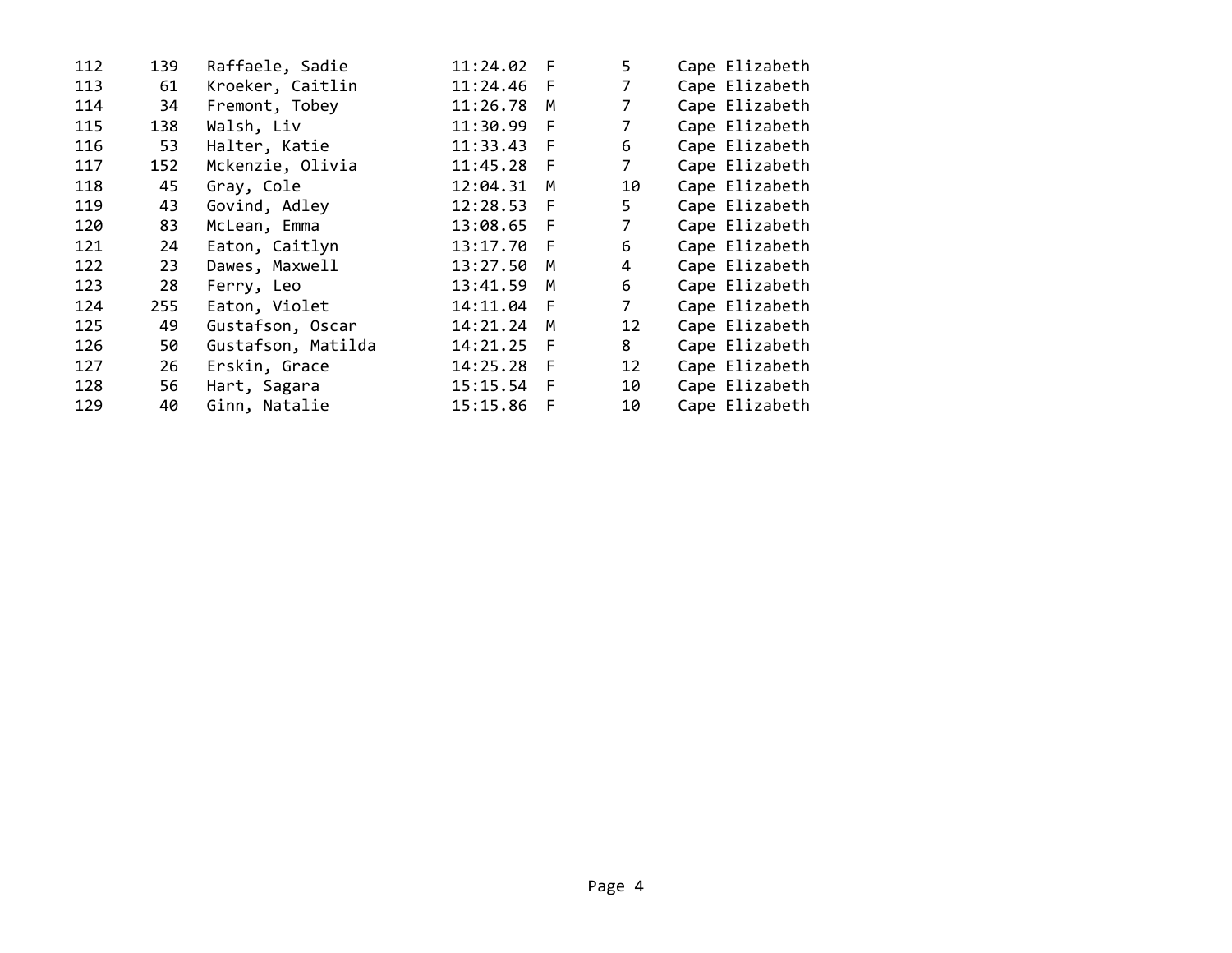| | | | | | | |
|---|---|---|---|---|---|---|
| 112 | 139 | Raffaele, Sadie | 11:24.02 | F | 5 | Cape Elizabeth |
| 113 | 61 | Kroeker, Caitlin | 11:24.46 | F | 7 | Cape Elizabeth |
| 114 | 34 | Fremont, Tobey | 11:26.78 | M | 7 | Cape Elizabeth |
| 115 | 138 | Walsh, Liv | 11:30.99 | F | 7 | Cape Elizabeth |
| 116 | 53 | Halter, Katie | 11:33.43 | F | 6 | Cape Elizabeth |
| 117 | 152 | Mckenzie, Olivia | 11:45.28 | F | 7 | Cape Elizabeth |
| 118 | 45 | Gray, Cole | 12:04.31 | M | 10 | Cape Elizabeth |
| 119 | 43 | Govind, Adley | 12:28.53 | F | 5 | Cape Elizabeth |
| 120 | 83 | McLean, Emma | 13:08.65 | F | 7 | Cape Elizabeth |
| 121 | 24 | Eaton, Caitlyn | 13:17.70 | F | 6 | Cape Elizabeth |
| 122 | 23 | Dawes, Maxwell | 13:27.50 | M | 4 | Cape Elizabeth |
| 123 | 28 | Ferry, Leo | 13:41.59 | M | 6 | Cape Elizabeth |
| 124 | 255 | Eaton, Violet | 14:11.04 | F | 7 | Cape Elizabeth |
| 125 | 49 | Gustafson, Oscar | 14:21.24 | M | 12 | Cape Elizabeth |
| 126 | 50 | Gustafson, Matilda | 14:21.25 | F | 8 | Cape Elizabeth |
| 127 | 26 | Erskin, Grace | 14:25.28 | F | 12 | Cape Elizabeth |
| 128 | 56 | Hart, Sagara | 15:15.54 | F | 10 | Cape Elizabeth |
| 129 | 40 | Ginn, Natalie | 15:15.86 | F | 10 | Cape Elizabeth |